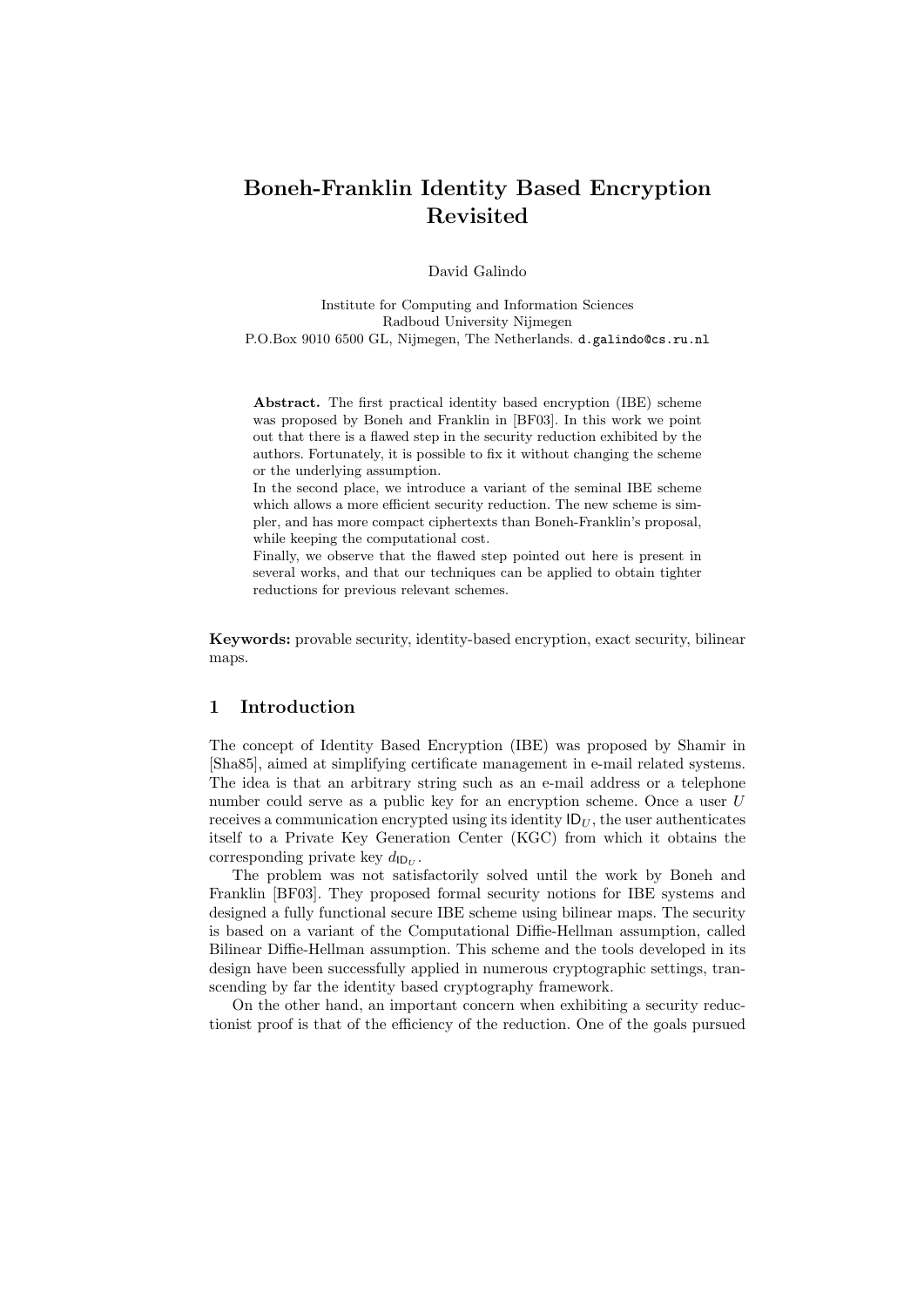# Boneh-Franklin Identity Based Encryption Revisited

David Galindo

Institute for Computing and Information Sciences  
Radboud University Nijmegen  
P.O.Box 9010 6500 GL, Nijmegen, The Netherlands. d.galindo@cs.ru.nl

**Abstract.** The first practical identity based encryption (IBE) scheme was proposed by Boneh and Franklin in [BF03]. In this work we point out that there is a flawed step in the security reduction exhibited by the authors. Fortunately, it is possible to fix it without changing the scheme or the underlying assumption.

In the second place, we introduce a variant of the seminal IBE scheme which allows a more efficient security reduction. The new scheme is simpler, and has more compact ciphertexts than Boneh-Franklin's proposal, while keeping the computational cost.

Finally, we observe that the flawed step pointed out here is present in several works, and that our techniques can be applied to obtain tighter reductions for previous relevant schemes.

**Keywords:** provable security, identity-based encryption, exact security, bilinear maps.

## 1 Introduction

The concept of Identity Based Encryption (IBE) was proposed by Shamir in [Sha85], aimed at simplifying certificate management in e-mail related systems. The idea is that an arbitrary string such as an e-mail address or a telephone number could serve as a public key for an encryption scheme. Once a user $U$ receives a communication encrypted using its identity $\mathsf{ID}_U$, the user authenticates itself to a Private Key Generation Center (KGC) from which it obtains the corresponding private key $d_{\mathsf{ID}_U}$.

The problem was not satisfactorily solved until the work by Boneh and Franklin [BF03]. They proposed formal security notions for IBE systems and designed a fully functional secure IBE scheme using bilinear maps. The security is based on a variant of the Computational Diffie-Hellman assumption, called Bilinear Diffie-Hellman assumption. This scheme and the tools developed in its design have been successfully applied in numerous cryptographic settings, transcending by far the identity based cryptography framework.

On the other hand, an important concern when exhibiting a security reductionist proof is that of the efficiency of the reduction. One of the goals pursued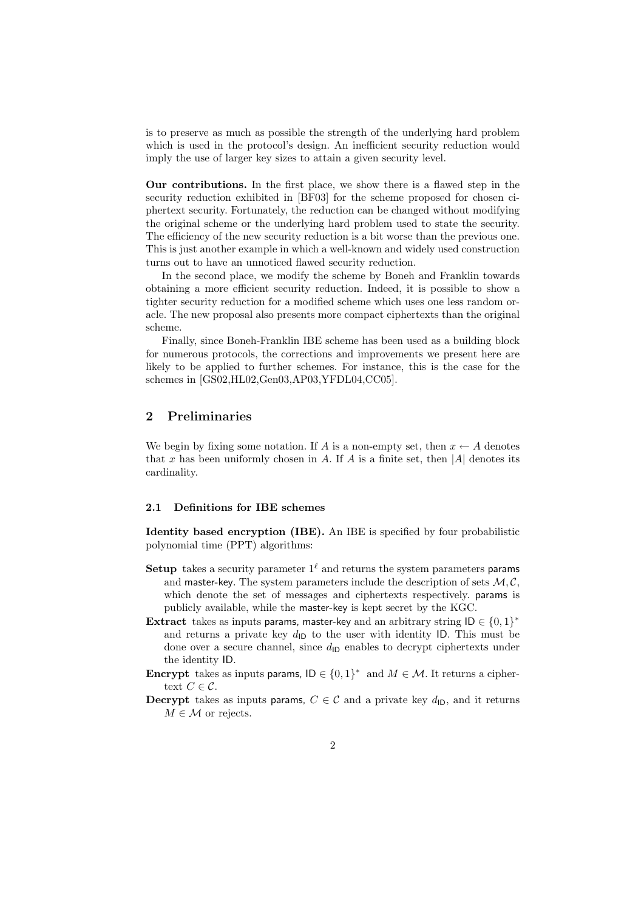is to preserve as much as possible the strength of the underlying hard problem which is used in the protocol's design. An inefficient security reduction would imply the use of larger key sizes to attain a given security level.

**Our contributions.** In the first place, we show there is a flawed step in the security reduction exhibited in [BF03] for the scheme proposed for chosen ciphertext security. Fortunately, the reduction can be changed without modifying the original scheme or the underlying hard problem used to state the security. The efficiency of the new security reduction is a bit worse than the previous one. This is just another example in which a well-known and widely used construction turns out to have an unnoticed flawed security reduction.

In the second place, we modify the scheme by Boneh and Franklin towards obtaining a more efficient security reduction. Indeed, it is possible to show a tighter security reduction for a modified scheme which uses one less random oracle. The new proposal also presents more compact ciphertexts than the original scheme.

Finally, since Boneh-Franklin IBE scheme has been used as a building block for numerous protocols, the corrections and improvements we present here are likely to be applied to further schemes. For instance, this is the case for the schemes in [GS02,HL02,Gen03,AP03,YFDL04,CC05].

## 2 Preliminaries

We begin by fixing some notation. If $A$ is a non-empty set, then $x \leftarrow A$ denotes that $x$ has been uniformly chosen in $A$. If $A$ is a finite set, then $|A|$ denotes its cardinality.

### 2.1 Definitions for IBE schemes

**Identity based encryption (IBE).** An IBE is specified by four probabilistic polynomial time (PPT) algorithms:

- **Setup** takes a security parameter $1^\ell$ and returns the system parameters $\mathsf{params}$ and $\mathsf{master\text{-}key}$. The system parameters include the description of sets $\mathcal{M}, \mathcal{C}$, which denote the set of messages and ciphertexts respectively. $\mathsf{params}$ is publicly available, while the $\mathsf{master\text{-}key}$ is kept secret by the KGC.
- **Extract** takes as inputs $\mathsf{params}$, $\mathsf{master\text{-}key}$ and an arbitrary string $\mathsf{ID} \in \{0,1\}^*$ and returns a private key $d_{\mathsf{ID}}$ to the user with identity $\mathsf{ID}$. This must be done over a secure channel, since $d_{\mathsf{ID}}$ enables to decrypt ciphertexts under the identity $\mathsf{ID}$.
- **Encrypt** takes as inputs $\mathsf{params}$, $\mathsf{ID} \in \{0,1\}^*$ and $M \in \mathcal{M}$. It returns a ciphertext $C \in \mathcal{C}$.
- **Decrypt** takes as inputs $\mathsf{params}$, $C \in \mathcal{C}$ and a private key $d_{\mathsf{ID}}$, and it returns $M \in \mathcal{M}$ or rejects.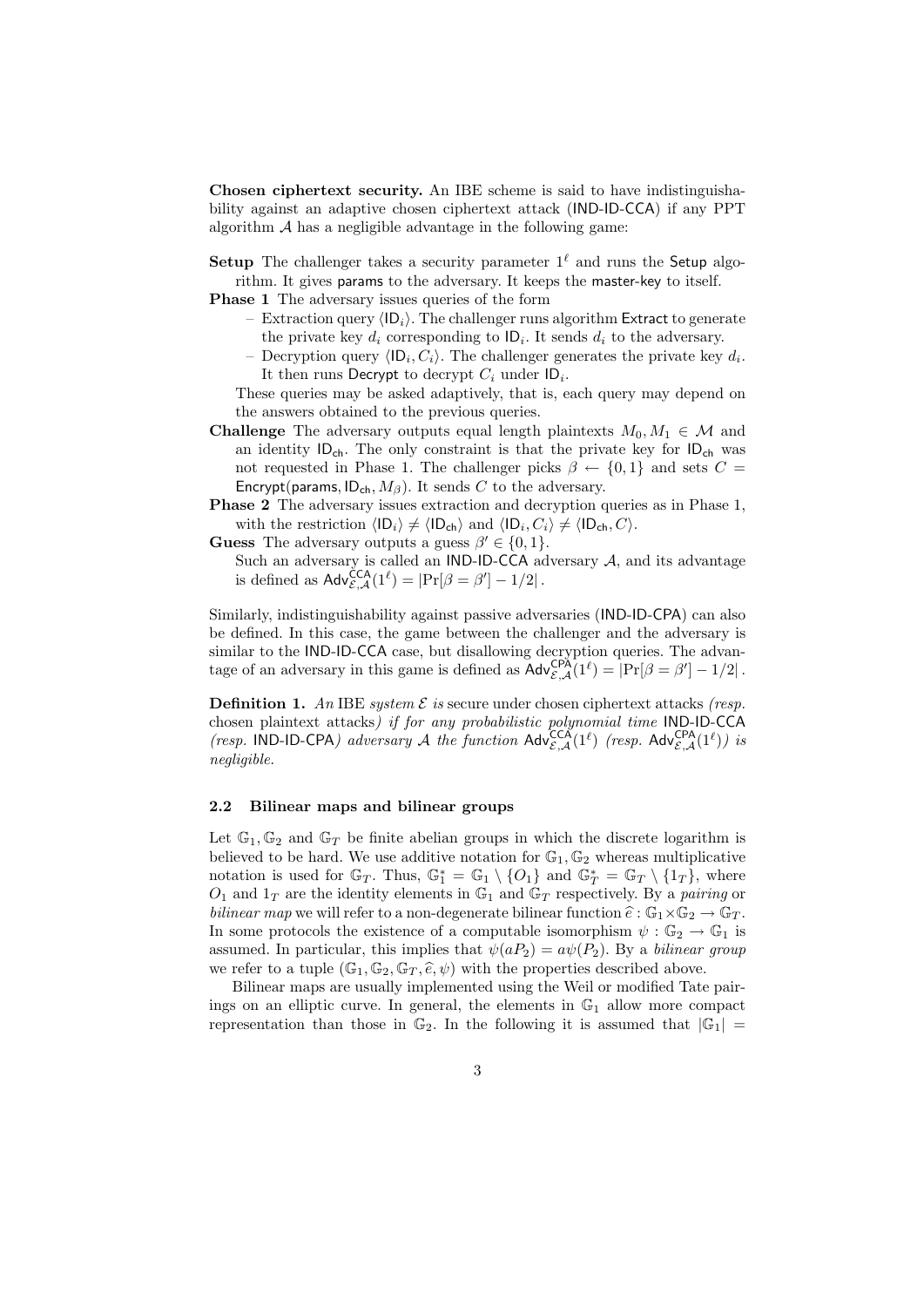**Chosen ciphertext security.** An IBE scheme is said to have indistinguishability against an adaptive chosen ciphertext attack (IND-ID-CCA) if any PPT algorithm $\mathcal{A}$ has a negligible advantage in the following game:

**Setup** The challenger takes a security parameter $1^\ell$ and runs the Setup algorithm. It gives params to the adversary. It keeps the master-key to itself.

**Phase 1** The adversary issues queries of the form

- Extraction query $\langle \mathsf{ID}_i \rangle$. The challenger runs algorithm Extract to generate the private key $d_i$ corresponding to $\mathsf{ID}_i$. It sends $d_i$ to the adversary.
- Decryption query $\langle \mathsf{ID}_i, C_i \rangle$. The challenger generates the private key $d_i$. It then runs Decrypt to decrypt $C_i$ under $\mathsf{ID}_i$.

These queries may be asked adaptively, that is, each query may depend on the answers obtained to the previous queries.

**Challenge** The adversary outputs equal length plaintexts $M_0, M_1 \in \mathcal{M}$ and an identity $\mathsf{ID}_{\mathsf{ch}}$. The only constraint is that the private key for $\mathsf{ID}_{\mathsf{ch}}$ was not requested in Phase 1. The challenger picks $\beta \leftarrow \{0,1\}$ and sets $C = \mathsf{Encrypt}(\mathsf{params}, \mathsf{ID}_{\mathsf{ch}}, M_\beta)$. It sends $C$ to the adversary.

**Phase 2** The adversary issues extraction and decryption queries as in Phase 1, with the restriction $\langle \mathsf{ID}_i \rangle \neq \langle \mathsf{ID}_{\mathsf{ch}} \rangle$ and $\langle \mathsf{ID}_i, C_i \rangle \neq \langle \mathsf{ID}_{\mathsf{ch}}, C \rangle$.

**Guess** The adversary outputs a guess $\beta' \in \{0,1\}$.

Such an adversary is called an IND-ID-CCA adversary $\mathcal{A}$, and its advantage is defined as $\mathsf{Adv}^{\mathsf{CCA}}_{\mathcal{E},\mathcal{A}}(1^\ell) = |\Pr[\beta = \beta'] - 1/2|$.

Similarly, indistinguishability against passive adversaries (IND-ID-CPA) can also be defined. In this case, the game between the challenger and the adversary is similar to the IND-ID-CCA case, but disallowing decryption queries. The advantage of an adversary in this game is defined as $\mathsf{Adv}^{\mathsf{CPA}}_{\mathcal{E},\mathcal{A}}(1^\ell) = |\Pr[\beta = \beta'] - 1/2|$.

**Definition 1.** *An* IBE *system $\mathcal{E}$ is* secure under chosen ciphertext attacks *(resp.* chosen plaintext attacks*) if for any probabilistic polynomial time* IND-ID-CCA *(resp.* IND-ID-CPA*) adversary $\mathcal{A}$ the function $\mathsf{Adv}^{\mathsf{CCA}}_{\mathcal{E},\mathcal{A}}(1^\ell)$ (resp. $\mathsf{Adv}^{\mathsf{CPA}}_{\mathcal{E},\mathcal{A}}(1^\ell)$) is negligible.*

### 2.2 Bilinear maps and bilinear groups

Let $\mathbb{G}_1, \mathbb{G}_2$ and $\mathbb{G}_T$ be finite abelian groups in which the discrete logarithm is believed to be hard. We use additive notation for $\mathbb{G}_1, \mathbb{G}_2$ whereas multiplicative notation is used for $\mathbb{G}_T$. Thus, $\mathbb{G}_1^* = \mathbb{G}_1 \setminus \{O_1\}$ and $\mathbb{G}_T^* = \mathbb{G}_T \setminus \{1_T\}$, where $O_1$ and $1_T$ are the identity elements in $\mathbb{G}_1$ and $\mathbb{G}_T$ respectively. By a *pairing* or *bilinear map* we will refer to a non-degenerate bilinear function $\widehat{e} : \mathbb{G}_1 \times \mathbb{G}_2 \to \mathbb{G}_T$. In some protocols the existence of a computable isomorphism $\psi : \mathbb{G}_2 \to \mathbb{G}_1$ is assumed. In particular, this implies that $\psi(aP_2) = a\psi(P_2)$. By a *bilinear group* we refer to a tuple $(\mathbb{G}_1, \mathbb{G}_2, \mathbb{G}_T, \widehat{e}, \psi)$ with the properties described above.

Bilinear maps are usually implemented using the Weil or modified Tate pairings on an elliptic curve. In general, the elements in $\mathbb{G}_1$ allow more compact representation than those in $\mathbb{G}_2$. In the following it is assumed that $|\mathbb{G}_1| =$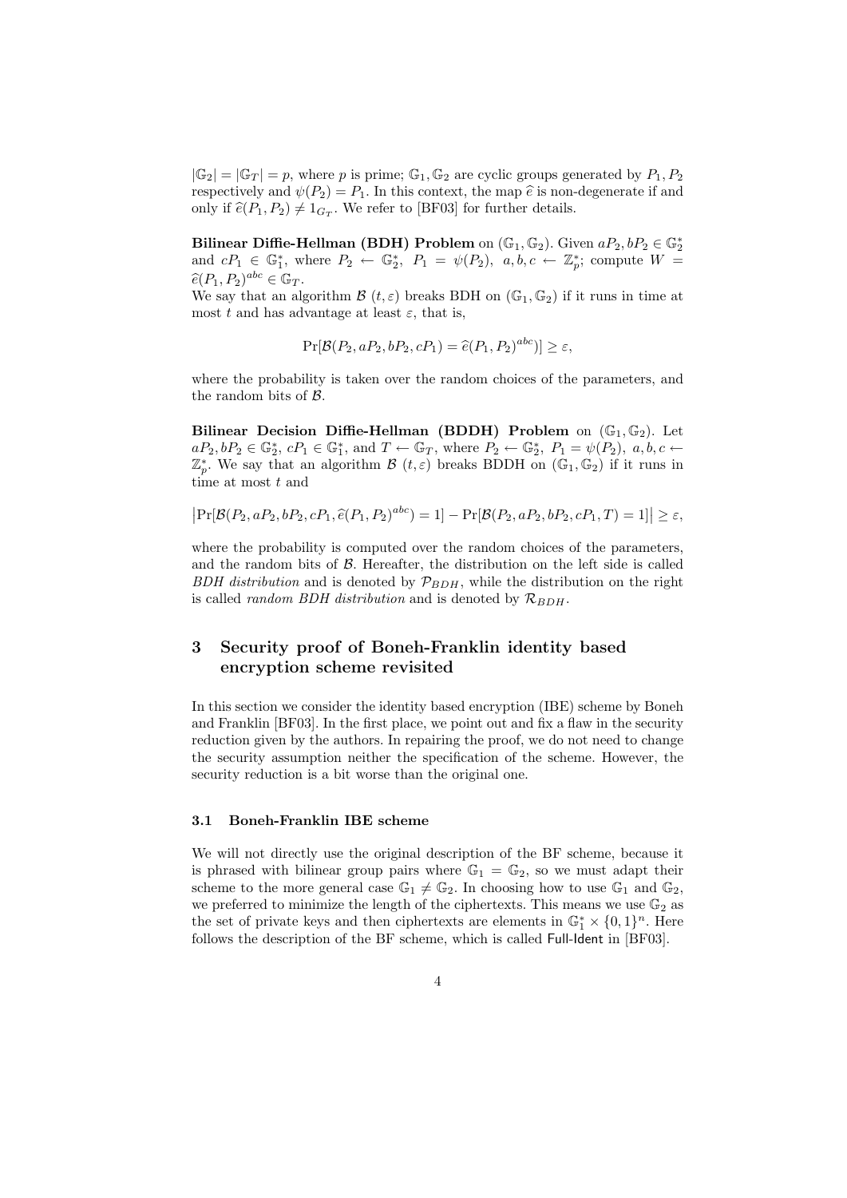$|\mathbb{G}_2| = |\mathbb{G}_T| = p$, where $p$ is prime; $\mathbb{G}_1, \mathbb{G}_2$ are cyclic groups generated by $P_1, P_2$ respectively and $\psi(P_2) = P_1$. In this context, the map $\widehat{e}$ is non-degenerate if and only if $\widehat{e}(P_1, P_2) \neq 1_{\mathbb{G}_T}$. We refer to [BF03] for further details.

**Bilinear Diffie-Hellman (BDH) Problem** on $(\mathbb{G}_1, \mathbb{G}_2)$. Given $aP_2, bP_2 \in \mathbb{G}_2^*$ and $cP_1 \in \mathbb{G}_1^*$, where $P_2 \leftarrow \mathbb{G}_2^*$, $P_1 = \psi(P_2)$, $a, b, c \leftarrow \mathbb{Z}_p^*$; compute $W = \widehat{e}(P_1, P_2)^{abc} \in \mathbb{G}_T$.

We say that an algorithm $\mathcal{B}$ $(t, \varepsilon)$ breaks BDH on $(\mathbb{G}_1, \mathbb{G}_2)$ if it runs in time at most $t$ and has advantage at least $\varepsilon$, that is,

$$\Pr[\mathcal{B}(P_2, aP_2, bP_2, cP_1) = \widehat{e}(P_1, P_2)^{abc})] \geq \varepsilon,$$

where the probability is taken over the random choices of the parameters, and the random bits of $\mathcal{B}$.

**Bilinear Decision Diffie-Hellman (BDDH) Problem** on $(\mathbb{G}_1, \mathbb{G}_2)$. Let $aP_2, bP_2 \in \mathbb{G}_2^*$, $cP_1 \in \mathbb{G}_1^*$, and $T \leftarrow \mathbb{G}_T$, where $P_2 \leftarrow \mathbb{G}_2^*$, $P_1 = \psi(P_2)$, $a, b, c \leftarrow \mathbb{Z}_p^*$. We say that an algorithm $\mathcal{B}$ $(t, \varepsilon)$ breaks BDDH on $(\mathbb{G}_1, \mathbb{G}_2)$ if it runs in time at most $t$ and

$$\left|\Pr[\mathcal{B}(P_2, aP_2, bP_2, cP_1, \widehat{e}(P_1, P_2)^{abc}) = 1] - \Pr[\mathcal{B}(P_2, aP_2, bP_2, cP_1, T) = 1]\right| \geq \varepsilon,$$

where the probability is computed over the random choices of the parameters, and the random bits of $\mathcal{B}$. Hereafter, the distribution on the left side is called *BDH distribution* and is denoted by $\mathcal{P}_{BDH}$, while the distribution on the right is called *random BDH distribution* and is denoted by $\mathcal{R}_{BDH}$.

## 3 Security proof of Boneh-Franklin identity based encryption scheme revisited

In this section we consider the identity based encryption (IBE) scheme by Boneh and Franklin [BF03]. In the first place, we point out and fix a flaw in the security reduction given by the authors. In repairing the proof, we do not need to change the security assumption neither the specification of the scheme. However, the security reduction is a bit worse than the original one.

### 3.1 Boneh-Franklin IBE scheme

We will not directly use the original description of the BF scheme, because it is phrased with bilinear group pairs where $\mathbb{G}_1 = \mathbb{G}_2$, so we must adapt their scheme to the more general case $\mathbb{G}_1 \neq \mathbb{G}_2$. In choosing how to use $\mathbb{G}_1$ and $\mathbb{G}_2$, we preferred to minimize the length of the ciphertexts. This means we use $\mathbb{G}_2$ as the set of private keys and then ciphertexts are elements in $\mathbb{G}_1^* \times \{0, 1\}^n$. Here follows the description of the BF scheme, which is called Full-Ident in [BF03].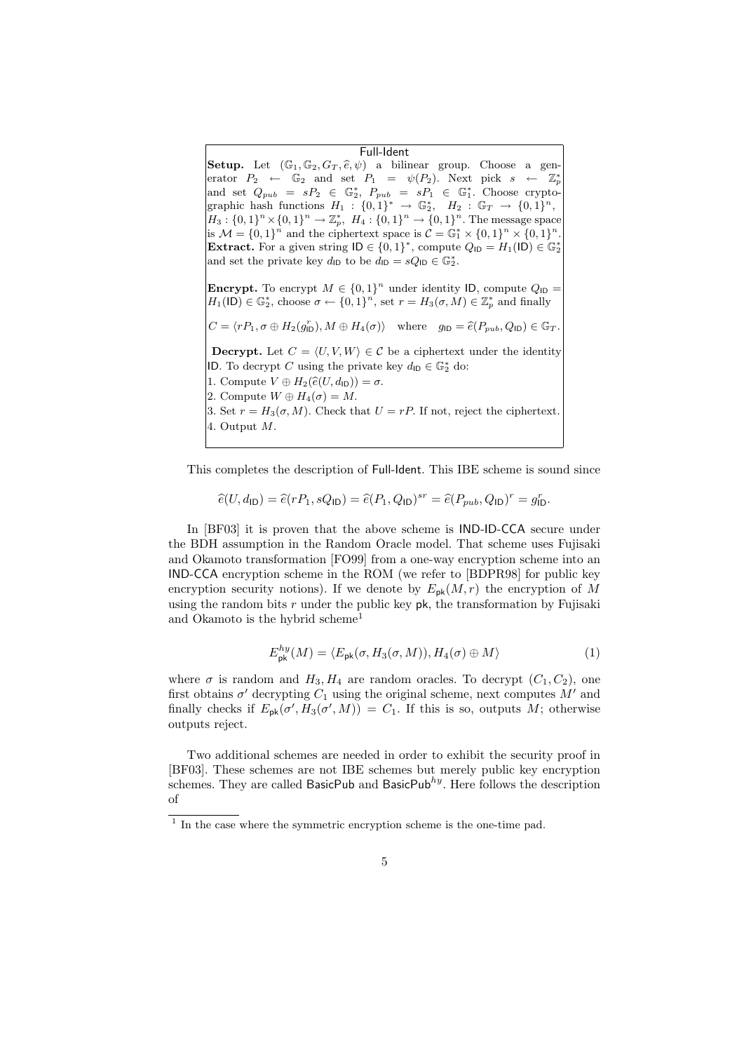**Full-Ident**

**Setup.** Let $(\mathbb{G}_1, \mathbb{G}_2, G_T, \widehat{e}, \psi)$ a bilinear group. Choose a generator $P_2 \leftarrow \mathbb{G}_2$ and set $P_1 = \psi(P_2)$. Next pick $s \leftarrow \mathbb{Z}_p^*$ and set $Q_{pub} = sP_2 \in \mathbb{G}_2^*$, $P_{pub} = sP_1 \in \mathbb{G}_1^*$. Choose cryptographic hash functions $H_1 : \{0,1\}^* \to \mathbb{G}_2^*$, $H_2 : \mathbb{G}_T \to \{0,1\}^n$, $H_3 : \{0,1\}^n \times \{0,1\}^n \to \mathbb{Z}_p^*$, $H_4 : \{0,1\}^n \to \{0,1\}^n$. The message space is $\mathcal{M} = \{0,1\}^n$ and the ciphertext space is $\mathcal{C} = \mathbb{G}_1^* \times \{0,1\}^n \times \{0,1\}^n$.

**Extract.** For a given string $\mathsf{ID} \in \{0,1\}^*$, compute $Q_{\mathsf{ID}} = H_1(\mathsf{ID}) \in \mathbb{G}_2^*$ and set the private key $d_{\mathsf{ID}}$ to be $d_{\mathsf{ID}} = sQ_{\mathsf{ID}} \in \mathbb{G}_2^*$.

**Encrypt.** To encrypt $M \in \{0,1\}^n$ under identity $\mathsf{ID}$, compute $Q_{\mathsf{ID}} = H_1(\mathsf{ID}) \in \mathbb{G}_2^*$, choose $\sigma \leftarrow \{0,1\}^n$, set $r = H_3(\sigma, M) \in \mathbb{Z}_p^*$ and finally

$$C = \langle rP_1, \sigma \oplus H_2(g_{\mathsf{ID}}^r), M \oplus H_4(\sigma)\rangle \quad \text{where} \quad g_{\mathsf{ID}} = \widehat{e}(P_{pub}, Q_{\mathsf{ID}}) \in \mathbb{G}_T.$$

**Decrypt.** Let $C = \langle U, V, W\rangle \in \mathcal{C}$ be a ciphertext under the identity $\mathsf{ID}$. To decrypt $C$ using the private key $d_{\mathsf{ID}} \in \mathbb{G}_2^*$ do:

1. Compute $V \oplus H_2(\widehat{e}(U, d_{\mathsf{ID}})) = \sigma$.
2. Compute $W \oplus H_4(\sigma) = M$.
3. Set $r = H_3(\sigma, M)$. Check that $U = rP$. If not, reject the ciphertext.
4. Output $M$.

This completes the description of Full-Ident. This IBE scheme is sound since

$$\widehat{e}(U, d_{\mathsf{ID}}) = \widehat{e}(rP_1, sQ_{\mathsf{ID}}) = \widehat{e}(P_1, Q_{\mathsf{ID}})^{sr} = \widehat{e}(P_{pub}, Q_{\mathsf{ID}})^r = g_{\mathsf{ID}}^r.$$

In [BF03] it is proven that the above scheme is IND-ID-CCA secure under the BDH assumption in the Random Oracle model. That scheme uses Fujisaki and Okamoto transformation [FO99] from a one-way encryption scheme into an IND-CCA encryption scheme in the ROM (we refer to [BDPR98] for public key encryption security notions). If we denote by $E_{\mathsf{pk}}(M, r)$ the encryption of $M$ using the random bits $r$ under the public key $\mathsf{pk}$, the transformation by Fujisaki and Okamoto is the hybrid scheme[1]

$$E_{\mathsf{pk}}^{hy}(M) = \langle E_{\mathsf{pk}}(\sigma, H_3(\sigma, M)), H_4(\sigma) \oplus M\rangle \tag{1}$$

where $\sigma$ is random and $H_3, H_4$ are random oracles. To decrypt $(C_1, C_2)$, one first obtains $\sigma'$ decrypting $C_1$ using the original scheme, next computes $M'$ and finally checks if $E_{\mathsf{pk}}(\sigma', H_3(\sigma', M)) = C_1$. If this is so, outputs $M$; otherwise outputs reject.

Two additional schemes are needed in order to exhibit the security proof in [BF03]. These schemes are not IBE schemes but merely public key encryption schemes. They are called BasicPub and BasicPub$^{hy}$. Here follows the description of

[1] In the case where the symmetric encryption scheme is the one-time pad.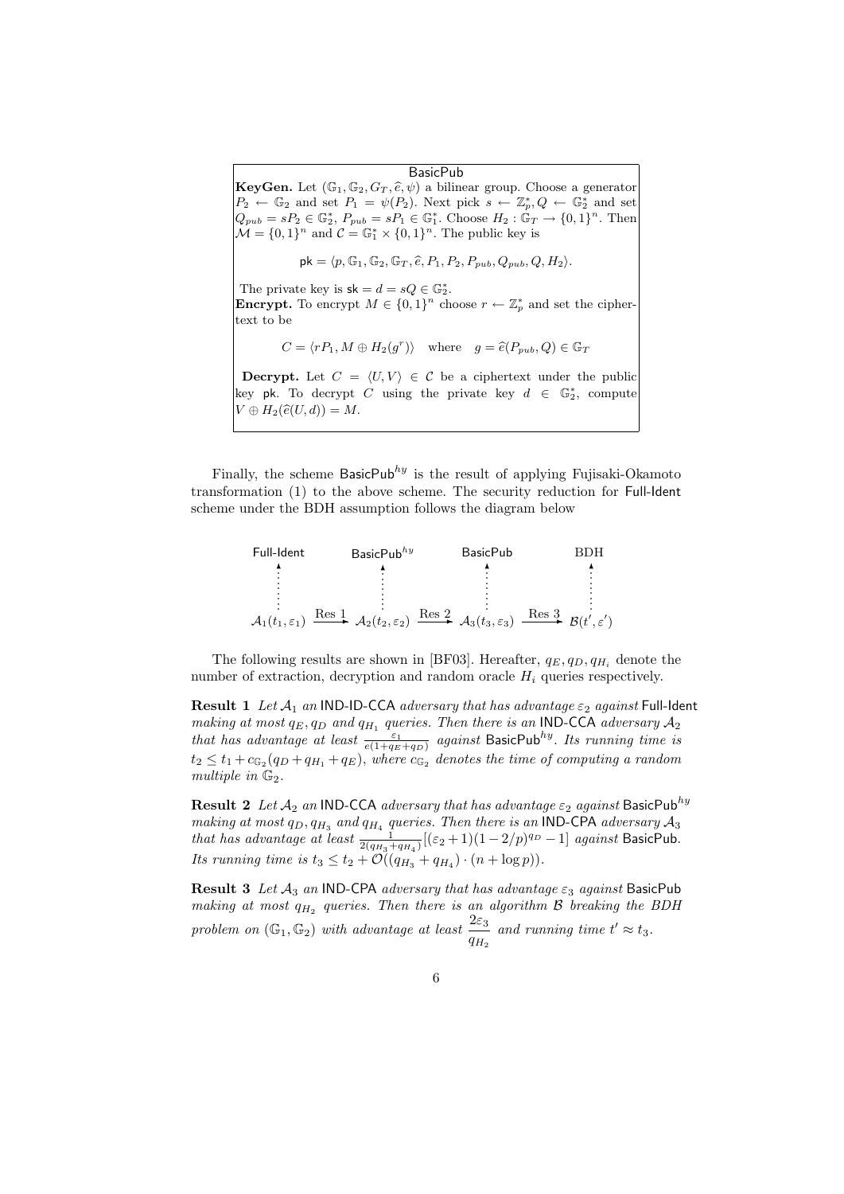**BasicPub**

**KeyGen.** Let $(\mathbb{G}_1, \mathbb{G}_2, G_T, \hat{e}, \psi)$ a bilinear group. Choose a generator $P_2 \leftarrow \mathbb{G}_2$ and set $P_1 = \psi(P_2)$. Next pick $s \leftarrow \mathbb{Z}_p^*, Q \leftarrow \mathbb{G}_2^*$ and set $Q_{pub} = sP_2 \in \mathbb{G}_2^*$, $P_{pub} = sP_1 \in \mathbb{G}_1^*$. Choose $H_2 : \mathbb{G}_T \rightarrow \{0,1\}^n$. Then $\mathcal{M} = \{0,1\}^n$ and $\mathcal{C} = \mathbb{G}_1^* \times \{0,1\}^n$. The public key is

$$\mathsf{pk} = \langle p, \mathbb{G}_1, \mathbb{G}_2, \mathbb{G}_T, \hat{e}, P_1, P_2, P_{pub}, Q_{pub}, Q, H_2 \rangle.$$

The private key is $\mathsf{sk} = d = sQ \in \mathbb{G}_2^*$.

**Encrypt.** To encrypt $M \in \{0,1\}^n$ choose $r \leftarrow \mathbb{Z}_p^*$ and set the ciphertext to be

$$C = \langle rP_1, M \oplus H_2(g^r) \rangle \quad \text{where} \quad g = \hat{e}(P_{pub}, Q) \in \mathbb{G}_T$$

**Decrypt.** Let $C = \langle U, V \rangle \in \mathcal{C}$ be a ciphertext under the public key $\mathsf{pk}$. To decrypt $C$ using the private key $d \in \mathbb{G}_2^*$, compute $V \oplus H_2(\hat{e}(U, d)) = M$.

Finally, the scheme $\mathsf{BasicPub}^{hy}$ is the result of applying Fujisaki-Okamoto transformation (1) to the above scheme. The security reduction for Full-Ident scheme under the BDH assumption follows the diagram below

$$\begin{array}{ccccccc}
\text{Full-Ident} & & \mathsf{BasicPub}^{hy} & & \mathsf{BasicPub} & & \text{BDH} \\
\vdots & & \vdots & & \vdots & & \vdots \\
\mathcal{A}_1(t_1, \varepsilon_1) & \xrightarrow{\text{Res 1}} & \mathcal{A}_2(t_2, \varepsilon_2) & \xrightarrow{\text{Res 2}} & \mathcal{A}_3(t_3, \varepsilon_3) & \xrightarrow{\text{Res 3}} & \mathcal{B}(t', \varepsilon')
\end{array}$$

The following results are shown in [BF03]. Hereafter, $q_E, q_D, q_{H_i}$ denote the number of extraction, decryption and random oracle $H_i$ queries respectively.

**Result 1** *Let $\mathcal{A}_1$ an IND-ID-CCA adversary that has advantage $\varepsilon_2$ against Full-Ident making at most $q_E, q_D$ and $q_{H_1}$ queries. Then there is an IND-CCA adversary $\mathcal{A}_2$ that has advantage at least $\frac{\varepsilon_1}{e(1+q_E+q_D)}$ against $\mathsf{BasicPub}^{hy}$. Its running time is $t_2 \leq t_1 + c_{\mathbb{G}_2}(q_D + q_{H_1} + q_E)$, where $c_{\mathbb{G}_2}$ denotes the time of computing a random multiple in $\mathbb{G}_2$.*

**Result 2** *Let $\mathcal{A}_2$ an IND-CCA adversary that has advantage $\varepsilon_2$ against $\mathsf{BasicPub}^{hy}$ making at most $q_D, q_{H_3}$ and $q_{H_4}$ queries. Then there is an IND-CPA adversary $\mathcal{A}_3$ that has advantage at least $\frac{1}{2(q_{H_3}+q_{H_4})}[(\varepsilon_2+1)(1-2/p)^{q_D} - 1]$ against BasicPub. Its running time is $t_3 \leq t_2 + \mathcal{O}((q_{H_3}+q_{H_4}) \cdot (n + \log p))$.*

**Result 3** *Let $\mathcal{A}_3$ an IND-CPA adversary that has advantage $\varepsilon_3$ against BasicPub making at most $q_{H_2}$ queries. Then there is an algorithm $\mathcal{B}$ breaking the BDH problem on $(\mathbb{G}_1, \mathbb{G}_2)$ with advantage at least $\dfrac{2\varepsilon_3}{q_{H_2}}$ and running time $t' \approx t_3$.*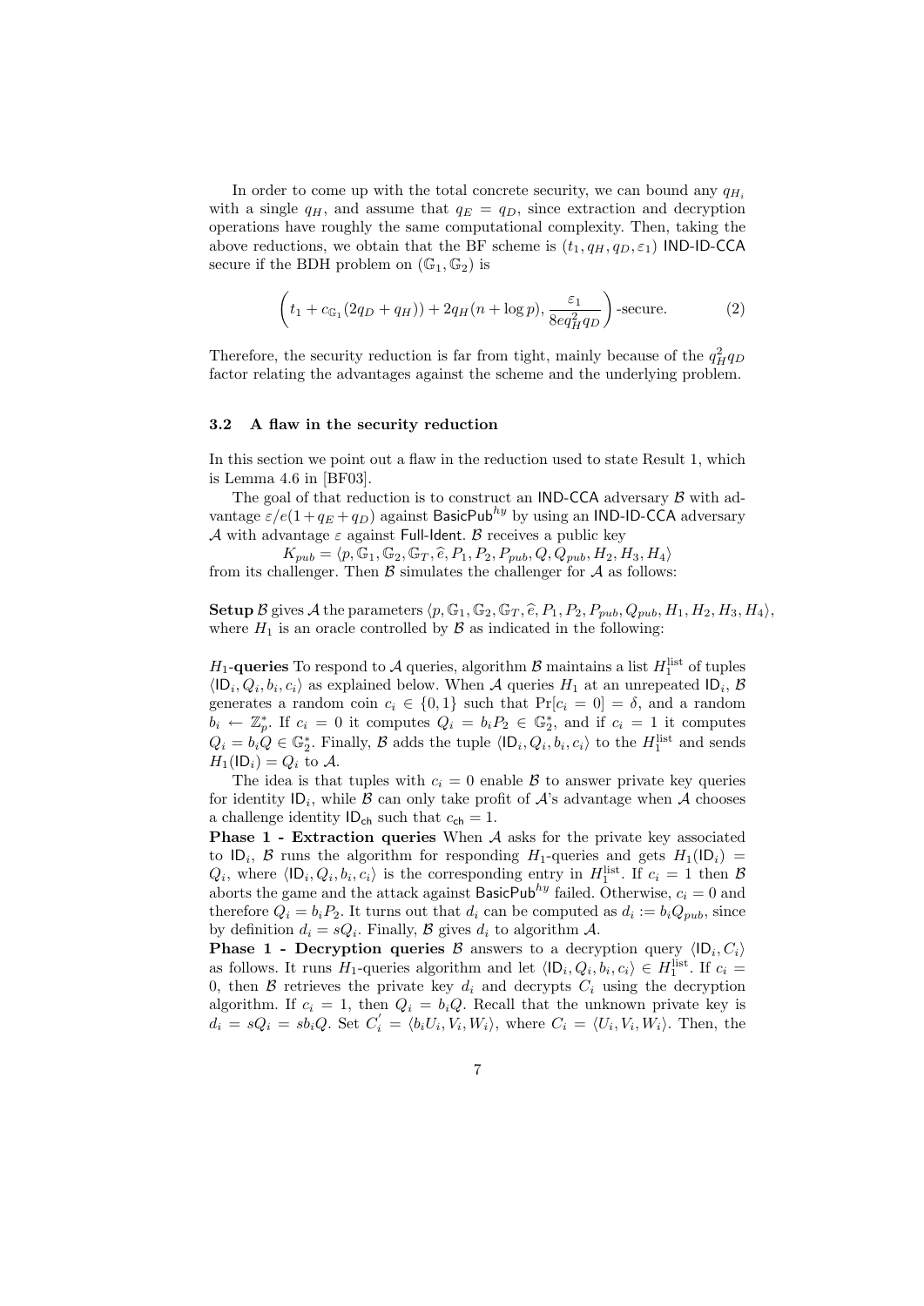In order to come up with the total concrete security, we can bound any $q_{H_i}$ with a single $q_H$, and assume that $q_E = q_D$, since extraction and decryption operations have roughly the same computational complexity. Then, taking the above reductions, we obtain that the BF scheme is $(t_1, q_H, q_D, \varepsilon_1)$ IND-ID-CCA secure if the BDH problem on $(\mathbb{G}_1, \mathbb{G}_2)$ is

$$\left(t_1 + c_{\mathbb{G}_1}(2q_D + q_H)) + 2q_H(n + \log p), \frac{\varepsilon_1}{8eq_H^2 q_D}\right)\text{-secure.} \tag{2}$$

Therefore, the security reduction is far from tight, mainly because of the $q_H^2 q_D$ factor relating the advantages against the scheme and the underlying problem.

### 3.2 A flaw in the security reduction

In this section we point out a flaw in the reduction used to state Result 1, which is Lemma 4.6 in [BF03].

The goal of that reduction is to construct an IND-CCA adversary $\mathcal{B}$ with advantage $\varepsilon/e(1+q_E+q_D)$ against $\mathsf{BasicPub}^{hy}$ by using an IND-ID-CCA adversary $\mathcal{A}$ with advantage $\varepsilon$ against Full-Ident. $\mathcal{B}$ receives a public key

$K_{pub} = \langle p, \mathbb{G}_1, \mathbb{G}_2, \mathbb{G}_T, \widehat{e}, P_1, P_2, P_{pub}, Q, Q_{pub}, H_2, H_3, H_4 \rangle$

from its challenger. Then $\mathcal{B}$ simulates the challenger for $\mathcal{A}$ as follows:

**Setup** $\mathcal{B}$ gives $\mathcal{A}$ the parameters $\langle p, \mathbb{G}_1, \mathbb{G}_2, \mathbb{G}_T, \widehat{e}, P_1, P_2, P_{pub}, Q_{pub}, H_1, H_2, H_3, H_4 \rangle$, where $H_1$ is an oracle controlled by $\mathcal{B}$ as indicated in the following:

**$H_1$-queries** To respond to $\mathcal{A}$ queries, algorithm $\mathcal{B}$ maintains a list $H_1^{\text{list}}$ of tuples $\langle \mathsf{ID}_i, Q_i, b_i, c_i \rangle$ as explained below. When $\mathcal{A}$ queries $H_1$ at an unrepeated $\mathsf{ID}_i$, $\mathcal{B}$ generates a random coin $c_i \in \{0,1\}$ such that $\Pr[c_i = 0] = \delta$, and a random $b_i \leftarrow \mathbb{Z}_p^*$. If $c_i = 0$ it computes $Q_i = b_i P_2 \in \mathbb{G}_2^*$, and if $c_i = 1$ it computes $Q_i = b_i Q \in \mathbb{G}_2^*$. Finally, $\mathcal{B}$ adds the tuple $\langle \mathsf{ID}_i, Q_i, b_i, c_i \rangle$ to the $H_1^{\text{list}}$ and sends $H_1(\mathsf{ID}_i) = Q_i$ to $\mathcal{A}$.

The idea is that tuples with $c_i = 0$ enable $\mathcal{B}$ to answer private key queries for identity $\mathsf{ID}_i$, while $\mathcal{B}$ can only take profit of $\mathcal{A}$'s advantage when $\mathcal{A}$ chooses a challenge identity $\mathsf{ID}_{\mathsf{ch}}$ such that $c_{\mathsf{ch}} = 1$.

**Phase 1 - Extraction queries** When $\mathcal{A}$ asks for the private key associated to $\mathsf{ID}_i$, $\mathcal{B}$ runs the algorithm for responding $H_1$-queries and gets $H_1(\mathsf{ID}_i) = Q_i$, where $\langle \mathsf{ID}_i, Q_i, b_i, c_i \rangle$ is the corresponding entry in $H_1^{\text{list}}$. If $c_i = 1$ then $\mathcal{B}$ aborts the game and the attack against $\mathsf{BasicPub}^{hy}$ failed. Otherwise, $c_i = 0$ and therefore $Q_i = b_i P_2$. It turns out that $d_i$ can be computed as $d_i := b_i Q_{pub}$, since by definition $d_i = sQ_i$. Finally, $\mathcal{B}$ gives $d_i$ to algorithm $\mathcal{A}$.

**Phase 1 - Decryption queries** $\mathcal{B}$ answers to a decryption query $\langle \mathsf{ID}_i, C_i \rangle$ as follows. It runs $H_1$-queries algorithm and let $\langle \mathsf{ID}_i, Q_i, b_i, c_i \rangle \in H_1^{\text{list}}$. If $c_i = 0$, then $\mathcal{B}$ retrieves the private key $d_i$ and decrypts $C_i$ using the decryption algorithm. If $c_i = 1$, then $Q_i = b_i Q$. Recall that the unknown private key is $d_i = sQ_i = sb_i Q$. Set $C_i' = \langle b_i U_i, V_i, W_i \rangle$, where $C_i = \langle U_i, V_i, W_i \rangle$. Then, the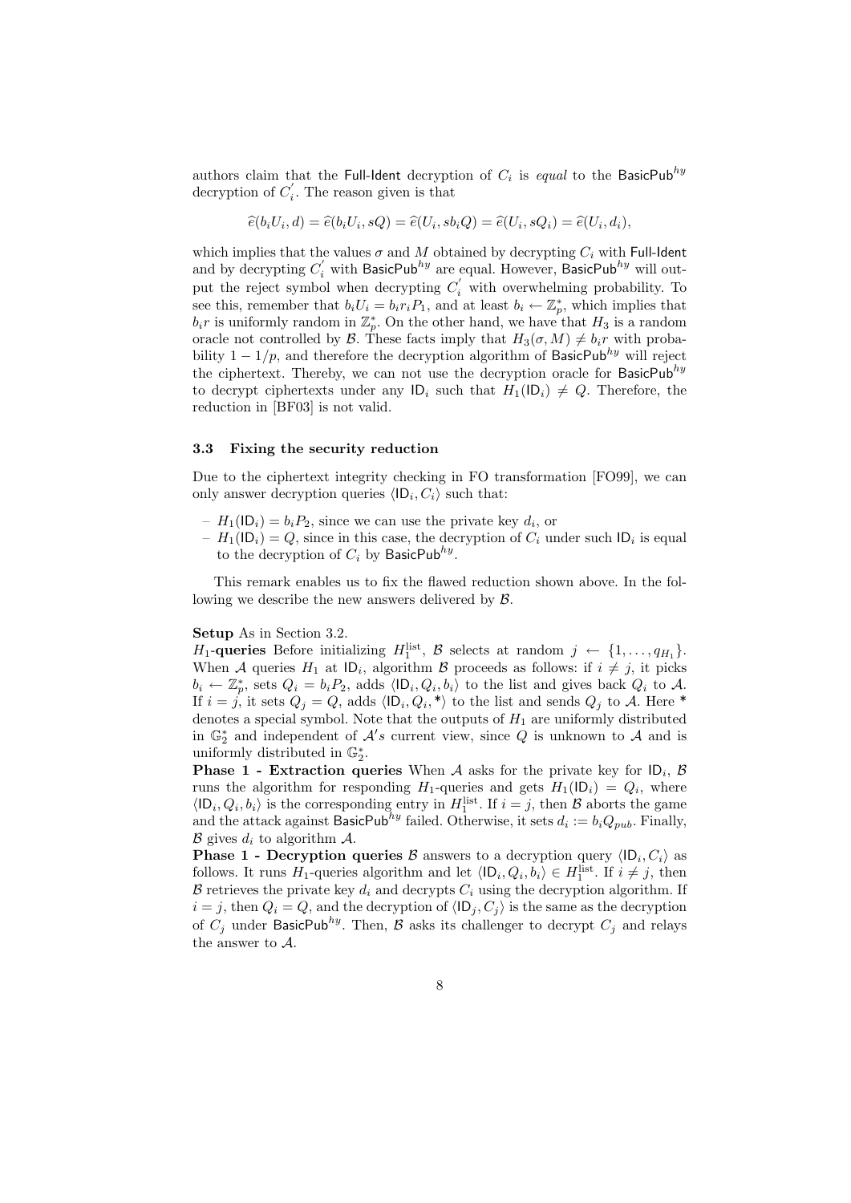authors claim that the Full-Ident decryption of $C_i$ is *equal* to the $\mathsf{BasicPub}^{hy}$ decryption of $C_i^{'}$. The reason given is that

$$\widehat{e}(b_i U_i, d) = \widehat{e}(b_i U_i, sQ) = \widehat{e}(U_i, s b_i Q) = \widehat{e}(U_i, sQ_i) = \widehat{e}(U_i, d_i),$$

which implies that the values $\sigma$ and $M$ obtained by decrypting $C_i$ with Full-Ident and by decrypting $C_i^{'}$ with $\mathsf{BasicPub}^{hy}$ are equal. However, $\mathsf{BasicPub}^{hy}$ will output the reject symbol when decrypting $C_i^{'}$ with overwhelming probability. To see this, remember that $b_i U_i = b_i r_i P_1$, and at least $b_i \leftarrow \mathbb{Z}_p^*$, which implies that $b_i r$ is uniformly random in $\mathbb{Z}_p^*$. On the other hand, we have that $H_3$ is a random oracle not controlled by $\mathcal{B}$. These facts imply that $H_3(\sigma, M) \neq b_i r$ with probability $1 - 1/p$, and therefore the decryption algorithm of $\mathsf{BasicPub}^{hy}$ will reject the ciphertext. Thereby, we can not use the decryption oracle for $\mathsf{BasicPub}^{hy}$ to decrypt ciphertexts under any $\mathsf{ID}_i$ such that $H_1(\mathsf{ID}_i) \neq Q$. Therefore, the reduction in [BF03] is not valid.

### 3.3 Fixing the security reduction

Due to the ciphertext integrity checking in FO transformation [FO99], we can only answer decryption queries $\langle \mathsf{ID}_i, C_i \rangle$ such that:

- $H_1(\mathsf{ID}_i) = b_i P_2$, since we can use the private key $d_i$, or
- $H_1(\mathsf{ID}_i) = Q$, since in this case, the decryption of $C_i$ under such $\mathsf{ID}_i$ is equal to the decryption of $C_i$ by $\mathsf{BasicPub}^{hy}$.

This remark enables us to fix the flawed reduction shown above. In the following we describe the new answers delivered by $\mathcal{B}$.

**Setup** As in Section 3.2.
**$H_1$-queries** Before initializing $H_1^{\text{list}}$, $\mathcal{B}$ selects at random $j \leftarrow \{1, \ldots, q_{H_1}\}$. When $\mathcal{A}$ queries $H_1$ at $\mathsf{ID}_i$, algorithm $\mathcal{B}$ proceeds as follows: if $i \neq j$, it picks $b_i \leftarrow \mathbb{Z}_p^*$, sets $Q_i = b_i P_2$, adds $\langle \mathsf{ID}_i, Q_i, b_i \rangle$ to the list and gives back $Q_i$ to $\mathcal{A}$. If $i = j$, it sets $Q_j = Q$, adds $\langle \mathsf{ID}_i, Q_i, * \rangle$ to the list and sends $Q_j$ to $\mathcal{A}$. Here * denotes a special symbol. Note that the outputs of $H_1$ are uniformly distributed in $\mathbb{G}_2^*$ and independent of $\mathcal{A}'s$ current view, since $Q$ is unknown to $\mathcal{A}$ and is uniformly distributed in $\mathbb{G}_2^*$.
**Phase 1 - Extraction queries** When $\mathcal{A}$ asks for the private key for $\mathsf{ID}_i$, $\mathcal{B}$ runs the algorithm for responding $H_1$-queries and gets $H_1(\mathsf{ID}_i) = Q_i$, where $\langle \mathsf{ID}_i, Q_i, b_i \rangle$ is the corresponding entry in $H_1^{\text{list}}$. If $i = j$, then $\mathcal{B}$ aborts the game and the attack against $\mathsf{BasicPub}^{hy}$ failed. Otherwise, it sets $d_i := b_i Q_{pub}$. Finally, $\mathcal{B}$ gives $d_i$ to algorithm $\mathcal{A}$.
**Phase 1 - Decryption queries** $\mathcal{B}$ answers to a decryption query $\langle \mathsf{ID}_i, C_i \rangle$ as follows. It runs $H_1$-queries algorithm and let $\langle \mathsf{ID}_i, Q_i, b_i \rangle \in H_1^{\text{list}}$. If $i \neq j$, then $\mathcal{B}$ retrieves the private key $d_i$ and decrypts $C_i$ using the decryption algorithm. If $i = j$, then $Q_i = Q$, and the decryption of $\langle \mathsf{ID}_j, C_j \rangle$ is the same as the decryption of $C_j$ under $\mathsf{BasicPub}^{hy}$. Then, $\mathcal{B}$ asks its challenger to decrypt $C_j$ and relays the answer to $\mathcal{A}$.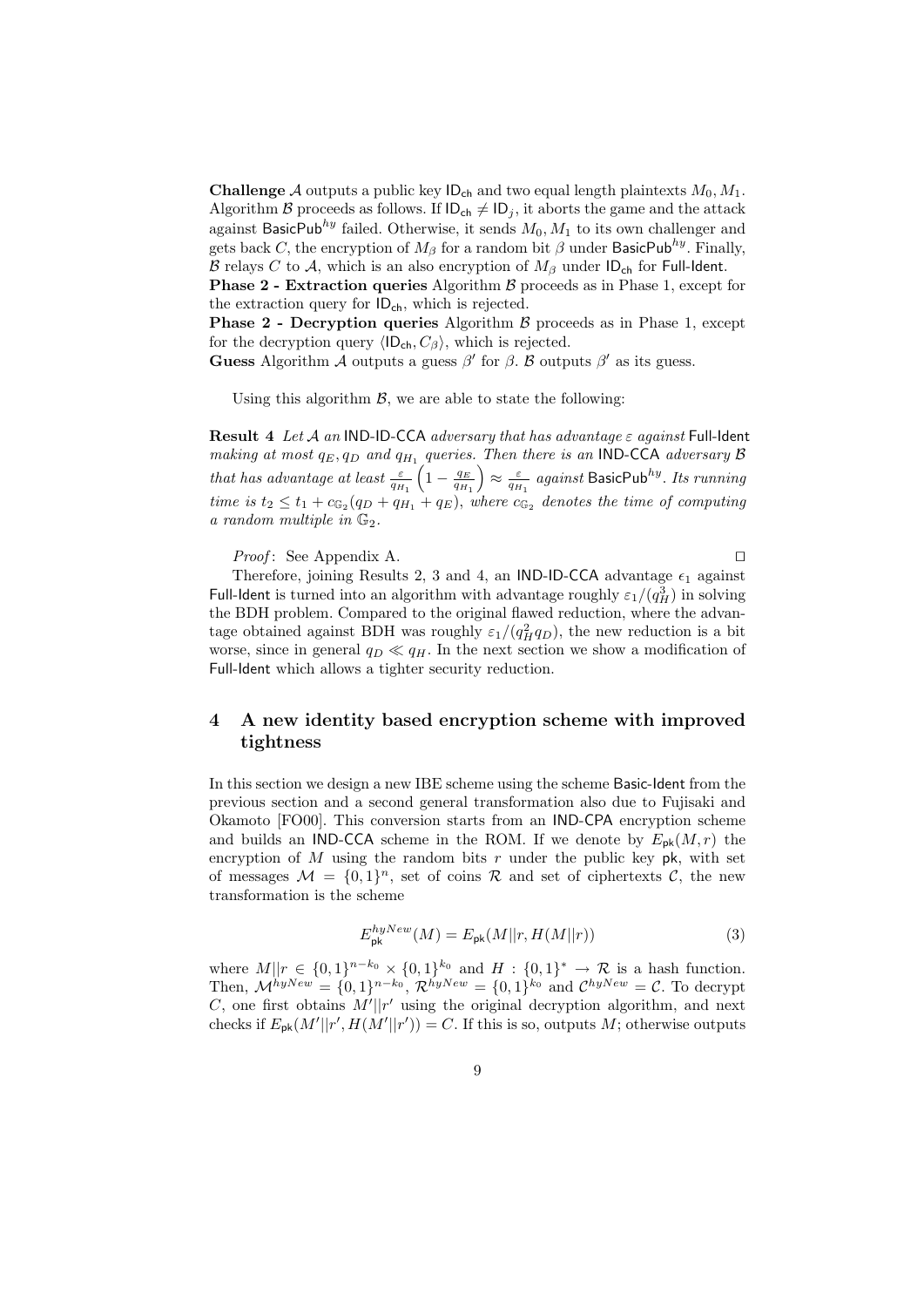**Challenge** $\mathcal{A}$ outputs a public key $\mathsf{ID_{ch}}$ and two equal length plaintexts $M_0, M_1$. Algorithm $\mathcal{B}$ proceeds as follows. If $\mathsf{ID_{ch}} \neq \mathsf{ID}_j$, it aborts the game and the attack against $\mathsf{BasicPub}^{hy}$ failed. Otherwise, it sends $M_0, M_1$ to its own challenger and gets back $C$, the encryption of $M_\beta$ for a random bit $\beta$ under $\mathsf{BasicPub}^{hy}$. Finally, $\mathcal{B}$ relays $C$ to $\mathcal{A}$, which is an also encryption of $M_\beta$ under $\mathsf{ID_{ch}}$ for Full-Ident.

**Phase 2 - Extraction queries** Algorithm $\mathcal{B}$ proceeds as in Phase 1, except for the extraction query for $\mathsf{ID_{ch}}$, which is rejected.

**Phase 2 - Decryption queries** Algorithm $\mathcal{B}$ proceeds as in Phase 1, except for the decryption query $\langle \mathsf{ID_{ch}}, C_\beta \rangle$, which is rejected.

**Guess** Algorithm $\mathcal{A}$ outputs a guess $\beta'$ for $\beta$. $\mathcal{B}$ outputs $\beta'$ as its guess.

Using this algorithm $\mathcal{B}$, we are able to state the following:

**Result 4** *Let $\mathcal{A}$ an* IND-ID-CCA *adversary that has advantage $\varepsilon$ against* Full-Ident *making at most $q_E, q_D$ and $q_{H_1}$ queries. Then there is an* IND-CCA *adversary $\mathcal{B}$ that has advantage at least $\frac{\varepsilon}{q_{H_1}}\left(1 - \frac{q_E}{q_{H_1}}\right) \approx \frac{\varepsilon}{q_{H_1}}$ against $\mathsf{BasicPub}^{hy}$. Its running time is $t_2 \leq t_1 + c_{\mathbb{G}_2}(q_D + q_{H_1} + q_E)$, where $c_{\mathbb{G}_2}$ denotes the time of computing a random multiple in $\mathbb{G}_2$.*

*Proof*: See Appendix A. □

Therefore, joining Results 2, 3 and 4, an IND-ID-CCA advantage $\epsilon_1$ against Full-Ident is turned into an algorithm with advantage roughly $\varepsilon_1/(q_H^3)$ in solving the BDH problem. Compared to the original flawed reduction, where the advantage obtained against BDH was roughly $\varepsilon_1/(q_H^2 q_D)$, the new reduction is a bit worse, since in general $q_D \ll q_H$. In the next section we show a modification of Full-Ident which allows a tighter security reduction.

## 4 A new identity based encryption scheme with improved tightness

In this section we design a new IBE scheme using the scheme Basic-Ident from the previous section and a second general transformation also due to Fujisaki and Okamoto [FO00]. This conversion starts from an IND-CPA encryption scheme and builds an IND-CCA scheme in the ROM. If we denote by $E_{\mathsf{pk}}(M, r)$ the encryption of $M$ using the random bits $r$ under the public key $\mathsf{pk}$, with set of messages $\mathcal{M} = \{0,1\}^n$, set of coins $\mathcal{R}$ and set of ciphertexts $\mathcal{C}$, the new transformation is the scheme

$$E_{\mathsf{pk}}^{hyNew}(M) = E_{\mathsf{pk}}(M||r, H(M||r)) \tag{3}$$

where $M||r \in \{0,1\}^{n-k_0} \times \{0,1\}^{k_0}$ and $H : \{0,1\}^* \to \mathcal{R}$ is a hash function. Then, $\mathcal{M}^{hyNew} = \{0,1\}^{n-k_0}$, $\mathcal{R}^{hyNew} = \{0,1\}^{k_0}$ and $\mathcal{C}^{hyNew} = \mathcal{C}$. To decrypt $C$, one first obtains $M'||r'$ using the original decryption algorithm, and next checks if $E_{\mathsf{pk}}(M'||r', H(M'||r')) = C$. If this is so, outputs $M$; otherwise outputs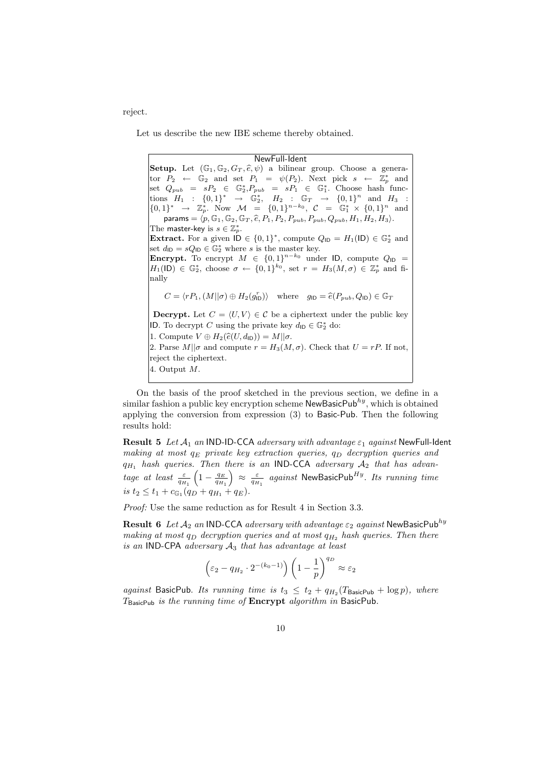reject.

Let us describe the new IBE scheme thereby obtained.

**NewFull-Ident**

**Setup.** Let $(\mathbb{G}_1, \mathbb{G}_2, G_T, \widehat{e}, \psi)$ a bilinear group. Choose a generator $P_2 \leftarrow \mathbb{G}_2$ and set $P_1 = \psi(P_2)$. Next pick $s \leftarrow \mathbb{Z}_p^*$ and set $Q_{pub} = sP_2 \in \mathbb{G}_2^*, P_{pub} = sP_1 \in \mathbb{G}_1^*$. Choose hash functions $H_1 : \{0,1\}^* \rightarrow \mathbb{G}_2^*$, $H_2 : \mathbb{G}_T \rightarrow \{0,1\}^n$ and $H_3 : \{0,1\}^* \rightarrow \mathbb{Z}_p^*$. Now $\mathcal{M} = \{0,1\}^{n-k_0}$, $\mathcal{C} = \mathbb{G}_1^* \times \{0,1\}^n$ and

$$\mathsf{params} = \langle p, \mathbb{G}_1, \mathbb{G}_2, \mathbb{G}_T, \widehat{e}, P_1, P_2, P_{pub}, Q_{pub}, H_1, H_2, H_3 \rangle.$$

The master-key is $s \in \mathbb{Z}_p^*$.

**Extract.** For a given $\mathsf{ID} \in \{0,1\}^*$, compute $Q_{\mathsf{ID}} = H_1(\mathsf{ID}) \in \mathbb{G}_2^*$ and set $d_{\mathsf{ID}} = sQ_{\mathsf{ID}} \in \mathbb{G}_2^*$ where $s$ is the master key.

**Encrypt.** To encrypt $M \in \{0,1\}^{n-k_0}$ under ID, compute $Q_{\mathsf{ID}} = H_1(\mathsf{ID}) \in \mathbb{G}_2^*$, choose $\sigma \leftarrow \{0,1\}^{k_0}$, set $r = H_3(M, \sigma) \in \mathbb{Z}_p^*$ and finally

$$C = \langle rP_1, (M||\sigma) \oplus H_2(g_{\mathsf{ID}}^r) \rangle \quad \text{where} \quad g_{\mathsf{ID}} = \widehat{e}(P_{pub}, Q_{\mathsf{ID}}) \in \mathbb{G}_T$$

**Decrypt.** Let $C = \langle U, V \rangle \in \mathcal{C}$ be a ciphertext under the public key ID. To decrypt $C$ using the private key $d_{\mathsf{ID}} \in \mathbb{G}_2^*$ do:

1. Compute $V \oplus H_2(\widehat{e}(U, d_{\mathsf{ID}})) = M||\sigma$.
2. Parse $M||\sigma$ and compute $r = H_3(M, \sigma)$. Check that $U = rP$. If not, reject the ciphertext.
4. Output $M$.

On the basis of the proof sketched in the previous section, we define in a similar fashion a public key encryption scheme $\mathsf{NewBasicPub}^{hy}$, which is obtained applying the conversion from expression (3) to Basic-Pub. Then the following results hold:

**Result 5** *Let $\mathcal{A}_1$ an IND-ID-CCA adversary with advantage $\varepsilon_1$ against NewFull-Ident making at most $q_E$ private key extraction queries, $q_D$ decryption queries and $q_{H_1}$ hash queries. Then there is an IND-CCA adversary $\mathcal{A}_2$ that has advantage at least $\frac{\varepsilon}{q_{H_1}}\left(1 - \frac{q_E}{q_{H_1}}\right) \approx \frac{\varepsilon}{q_{H_1}}$ against $\mathsf{NewBasicPub}^{Hy}$. Its running time is $t_2 \leq t_1 + c_{\mathbb{G}_1}(q_D + q_{H_1} + q_E)$.*

*Proof:* Use the same reduction as for Result 4 in Section 3.3.

**Result 6** *Let $\mathcal{A}_2$ an IND-CCA adversary with advantage $\varepsilon_2$ against $\mathsf{NewBasicPub}^{hy}$ making at most $q_D$ decryption queries and at most $q_{H_2}$ hash queries. Then there is an IND-CPA adversary $\mathcal{A}_3$ that has advantage at least*

$$\left(\varepsilon_2 - q_{H_2} \cdot 2^{-(k_0-1)}\right)\left(1 - \frac{1}{p}\right)^{q_D} \approx \varepsilon_2$$

*against BasicPub. Its running time is $t_3 \leq t_2 + q_{H_2}(T_{\mathsf{BasicPub}} + \log p)$, where $T_{\mathsf{BasicPub}}$ is the running time of* **Encrypt** *algorithm in BasicPub.*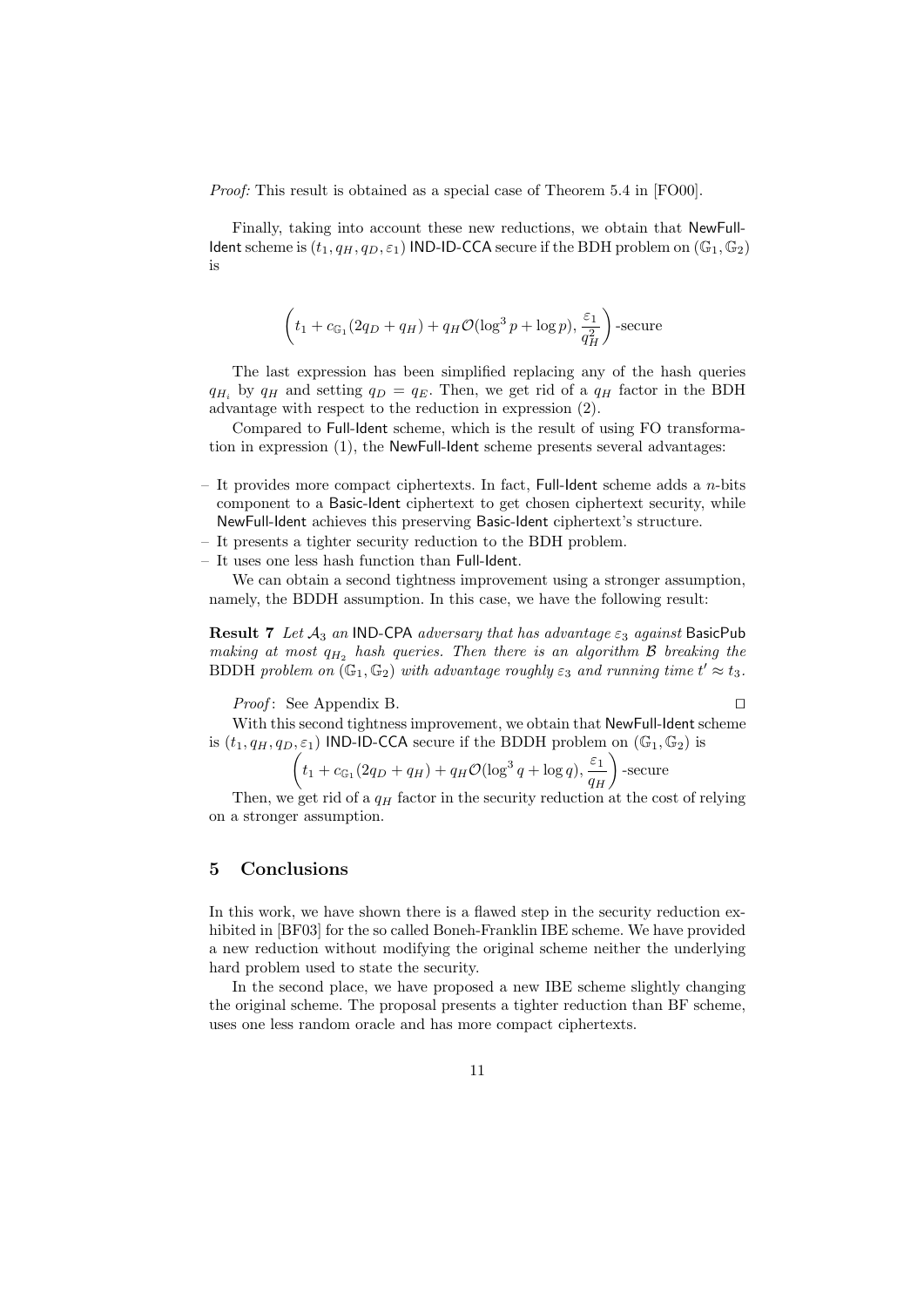*Proof:* This result is obtained as a special case of Theorem 5.4 in [FO00].

Finally, taking into account these new reductions, we obtain that NewFull-Ident scheme is $(t_1, q_H, q_D, \varepsilon_1)$ IND-ID-CCA secure if the BDH problem on $(\mathbb{G}_1, \mathbb{G}_2)$ is

$$\left(t_1 + c_{\mathbb{G}_1}(2q_D + q_H) + q_H\mathcal{O}(\log^3 p + \log p), \frac{\varepsilon_1}{q_H^2}\right)\text{-secure}$$

The last expression has been simplified replacing any of the hash queries $q_{H_i}$ by $q_H$ and setting $q_D = q_E$. Then, we get rid of a $q_H$ factor in the BDH advantage with respect to the reduction in expression (2).

Compared to Full-Ident scheme, which is the result of using FO transformation in expression (1), the NewFull-Ident scheme presents several advantages:

- It provides more compact ciphertexts. In fact, Full-Ident scheme adds a $n$-bits component to a Basic-Ident ciphertext to get chosen ciphertext security, while NewFull-Ident achieves this preserving Basic-Ident ciphertext's structure.
- It presents a tighter security reduction to the BDH problem.
- It uses one less hash function than Full-Ident.

We can obtain a second tightness improvement using a stronger assumption, namely, the BDDH assumption. In this case, we have the following result:

**Result 7** *Let $\mathcal{A}_3$ an IND-CPA adversary that has advantage $\varepsilon_3$ against BasicPub making at most $q_{H_2}$ hash queries. Then there is an algorithm $\mathcal{B}$ breaking the BDDH problem on $(\mathbb{G}_1, \mathbb{G}_2)$ with advantage roughly $\varepsilon_3$ and running time $t' \approx t_3$.*

*Proof*: See Appendix B. □

With this second tightness improvement, we obtain that NewFull-Ident scheme is $(t_1, q_H, q_D, \varepsilon_1)$ IND-ID-CCA secure if the BDDH problem on $(\mathbb{G}_1, \mathbb{G}_2)$ is

$$\left(t_1 + c_{\mathbb{G}_1}(2q_D + q_H) + q_H\mathcal{O}(\log^3 q + \log q), \frac{\varepsilon_1}{q_H}\right)\text{-secure}$$

Then, we get rid of a $q_H$ factor in the security reduction at the cost of relying on a stronger assumption.

## 5 Conclusions

In this work, we have shown there is a flawed step in the security reduction exhibited in [BF03] for the so called Boneh-Franklin IBE scheme. We have provided a new reduction without modifying the original scheme neither the underlying hard problem used to state the security.

In the second place, we have proposed a new IBE scheme slightly changing the original scheme. The proposal presents a tighter reduction than BF scheme, uses one less random oracle and has more compact ciphertexts.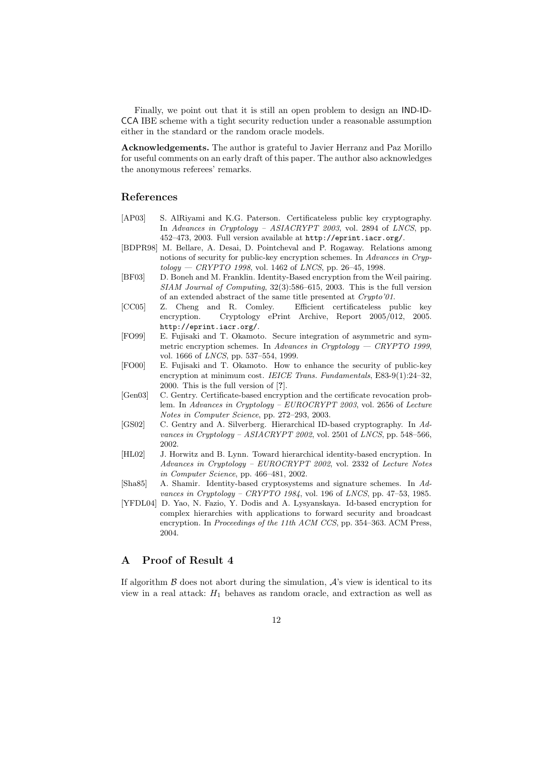Finally, we point out that it is still an open problem to design an IND-ID-CCA IBE scheme with a tight security reduction under a reasonable assumption either in the standard or the random oracle models.

**Acknowledgements.** The author is grateful to Javier Herranz and Paz Morillo for useful comments on an early draft of this paper. The author also acknowledges the anonymous referees' remarks.

## References

- [AP03] S. AlRiyami and K.G. Paterson. Certificateless public key cryptography. In *Advances in Cryptology – ASIACRYPT 2003*, vol. 2894 of *LNCS*, pp. 452–473, 2003. Full version available at `http://eprint.iacr.org/`.
- [BDPR98] M. Bellare, A. Desai, D. Pointcheval and P. Rogaway. Relations among notions of security for public-key encryption schemes. In *Advances in Cryptology — CRYPTO 1998*, vol. 1462 of *LNCS*, pp. 26–45, 1998.
- [BF03] D. Boneh and M. Franklin. Identity-Based encryption from the Weil pairing. *SIAM Journal of Computing*, 32(3):586–615, 2003. This is the full version of an extended abstract of the same title presented at *Crypto'01*.
- [CC05] Z. Cheng and R. Comley. Efficient certificateless public key encryption. Cryptology ePrint Archive, Report 2005/012, 2005. `http://eprint.iacr.org/`.
- [FO99] E. Fujisaki and T. Okamoto. Secure integration of asymmetric and symmetric encryption schemes. In *Advances in Cryptology — CRYPTO 1999*, vol. 1666 of *LNCS*, pp. 537–554, 1999.
- [FO00] E. Fujisaki and T. Okamoto. How to enhance the security of public-key encryption at minimum cost. *IEICE Trans. Fundamentals*, E83-9(1):24–32, 2000. This is the full version of [**?**].
- [Gen03] C. Gentry. Certificate-based encryption and the certificate revocation problem. In *Advances in Cryptology – EUROCRYPT 2003*, vol. 2656 of *Lecture Notes in Computer Science*, pp. 272–293, 2003.
- [GS02] C. Gentry and A. Silverberg. Hierarchical ID-based cryptography. In *Advances in Cryptology – ASIACRYPT 2002*, vol. 2501 of *LNCS*, pp. 548–566, 2002.
- [HL02] J. Horwitz and B. Lynn. Toward hierarchical identity-based encryption. In *Advances in Cryptology – EUROCRYPT 2002*, vol. 2332 of *Lecture Notes in Computer Science*, pp. 466–481, 2002.
- [Sha85] A. Shamir. Identity-based cryptosystems and signature schemes. In *Advances in Cryptology – CRYPTO 1984*, vol. 196 of *LNCS*, pp. 47–53, 1985.
- [YFDL04] D. Yao, N. Fazio, Y. Dodis and A. Lysyanskaya. Id-based encryption for complex hierarchies with applications to forward security and broadcast encryption. In *Proceedings of the 11th ACM CCS*, pp. 354–363. ACM Press, 2004.

## A Proof of Result 4

If algorithm $\mathcal{B}$ does not abort during the simulation, $\mathcal{A}$'s view is identical to its view in a real attack: $H_1$ behaves as random oracle, and extraction as well as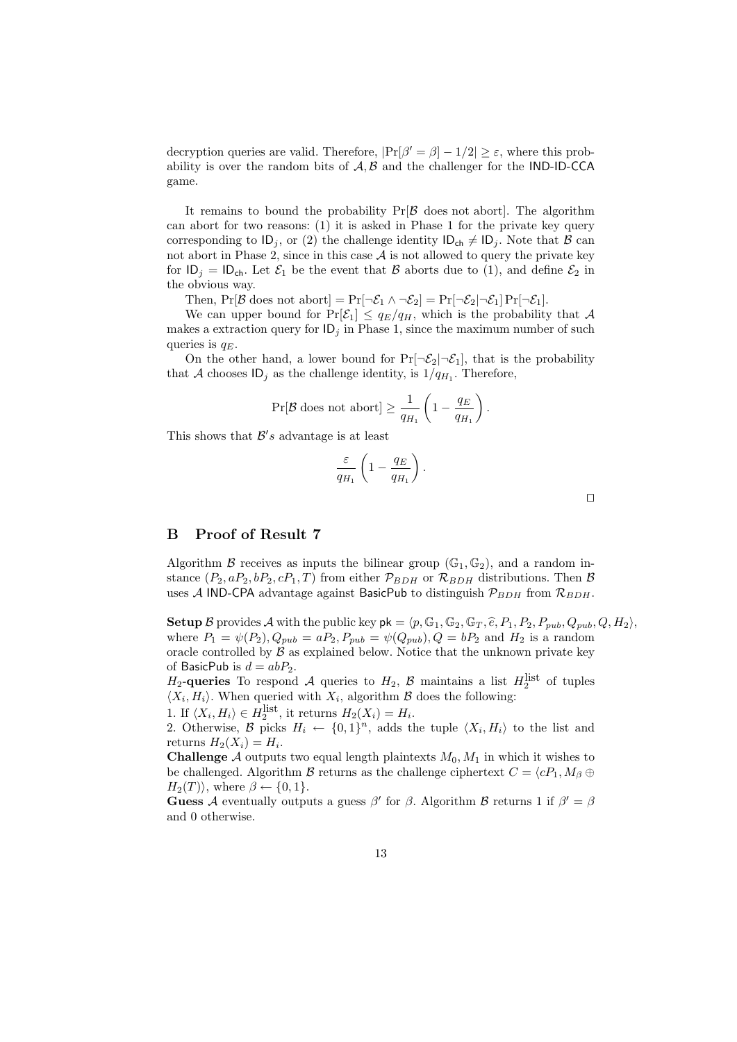decryption queries are valid. Therefore, $|\Pr[\beta' = \beta] - 1/2| \geq \varepsilon$, where this probability is over the random bits of $\mathcal{A}, \mathcal{B}$ and the challenger for the IND-ID-CCA game.

It remains to bound the probability $\Pr[\mathcal{B} \text{ does not abort}]$. The algorithm can abort for two reasons: (1) it is asked in Phase 1 for the private key query corresponding to $\mathsf{ID}_j$, or (2) the challenge identity $\mathsf{ID}_{\mathsf{ch}} \neq \mathsf{ID}_j$. Note that $\mathcal{B}$ can not abort in Phase 2, since in this case $\mathcal{A}$ is not allowed to query the private key for $\mathsf{ID}_j = \mathsf{ID}_{\mathsf{ch}}$. Let $\mathcal{E}_1$ be the event that $\mathcal{B}$ aborts due to (1), and define $\mathcal{E}_2$ in the obvious way.

Then, $\Pr[\mathcal{B} \text{ does not abort}] = \Pr[\neg\mathcal{E}_1 \wedge \neg\mathcal{E}_2] = \Pr[\neg\mathcal{E}_2 | \neg\mathcal{E}_1] \Pr[\neg\mathcal{E}_1]$.

We can upper bound for $\Pr[\mathcal{E}_1] \leq q_E/q_H$, which is the probability that $\mathcal{A}$ makes a extraction query for $\mathsf{ID}_j$ in Phase 1, since the maximum number of such queries is $q_E$.

On the other hand, a lower bound for $\Pr[\neg\mathcal{E}_2 | \neg\mathcal{E}_1]$, that is the probability that $\mathcal{A}$ chooses $\mathsf{ID}_j$ as the challenge identity, is $1/q_{H_1}$. Therefore,

$$\Pr[\mathcal{B} \text{ does not abort}] \geq \frac{1}{q_{H_1}} \left(1 - \frac{q_E}{q_{H_1}}\right).$$

This shows that $\mathcal{B}'s$ advantage is at least

$$\frac{\varepsilon}{q_{H_1}} \left(1 - \frac{q_E}{q_{H_1}}\right).$$

□

## B Proof of Result 7

Algorithm $\mathcal{B}$ receives as inputs the bilinear group $(\mathbb{G}_1, \mathbb{G}_2)$, and a random instance $(P_2, aP_2, bP_2, cP_1, T)$ from either $\mathcal{P}_{BDH}$ or $\mathcal{R}_{BDH}$ distributions. Then $\mathcal{B}$ uses $\mathcal{A}$ IND-CPA advantage against BasicPub to distinguish $\mathcal{P}_{BDH}$ from $\mathcal{R}_{BDH}$.

**Setup** $\mathcal{B}$ provides $\mathcal{A}$ with the public key $\mathsf{pk} = \langle p, \mathbb{G}_1, \mathbb{G}_2, \mathbb{G}_T, \widehat{e}, P_1, P_2, P_{pub}, Q_{pub}, Q, H_2 \rangle$, where $P_1 = \psi(P_2), Q_{pub} = aP_2, P_{pub} = \psi(Q_{pub}), Q = bP_2$ and $H_2$ is a random oracle controlled by $\mathcal{B}$ as explained below. Notice that the unknown private key of BasicPub is $d = abP_2$.

$H_2$-**queries** To respond $\mathcal{A}$ queries to $H_2$, $\mathcal{B}$ maintains a list $H_2^{\text{list}}$ of tuples $\langle X_i, H_i \rangle$. When queried with $X_i$, algorithm $\mathcal{B}$ does the following:

1. If $\langle X_i, H_i \rangle \in H_2^{\text{list}}$, it returns $H_2(X_i) = H_i$.
2. Otherwise, $\mathcal{B}$ picks $H_i \leftarrow \{0,1\}^n$, adds the tuple $\langle X_i, H_i \rangle$ to the list and returns $H_2(X_i) = H_i$.

**Challenge** $\mathcal{A}$ outputs two equal length plaintexts $M_0, M_1$ in which it wishes to be challenged. Algorithm $\mathcal{B}$ returns as the challenge ciphertext $C = \langle cP_1, M_\beta \oplus H_2(T) \rangle$, where $\beta \leftarrow \{0,1\}$.

**Guess** $\mathcal{A}$ eventually outputs a guess $\beta'$ for $\beta$. Algorithm $\mathcal{B}$ returns 1 if $\beta' = \beta$ and 0 otherwise.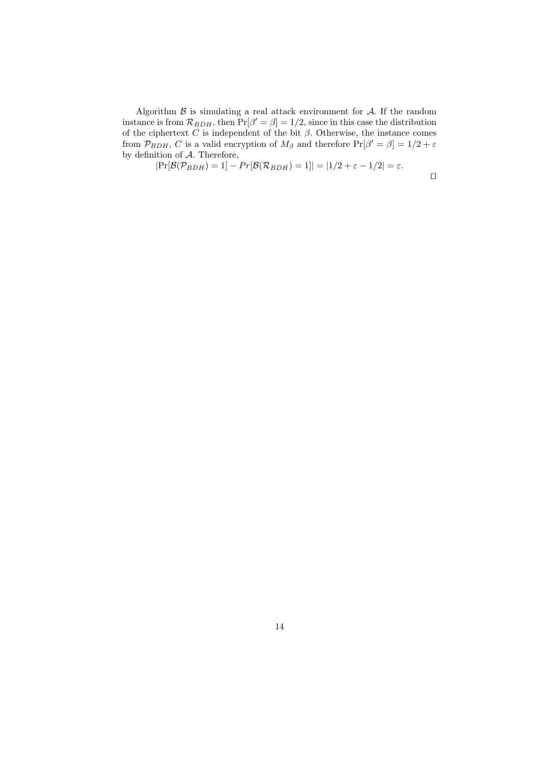Algorithm $\mathcal{B}$ is simulating a real attack environment for $\mathcal{A}$. If the random instance is from $\mathcal{R}_{BDH}$, then $\Pr[\beta' = \beta] = 1/2$, since in this case the distribution of the ciphertext $C$ is independent of the bit $\beta$. Otherwise, the instance comes from $\mathcal{P}_{BDH}$, $C$ is a valid encryption of $M_\beta$ and therefore $\Pr[\beta' = \beta] = 1/2 + \varepsilon$ by definition of $\mathcal{A}$. Therefore,

$$|\Pr[\mathcal{B}(\mathcal{P}_{BDH}) = 1] - Pr[\mathcal{B}(\mathcal{R}_{BDH}) = 1]| = |1/2 + \varepsilon - 1/2| = \varepsilon.$$

□